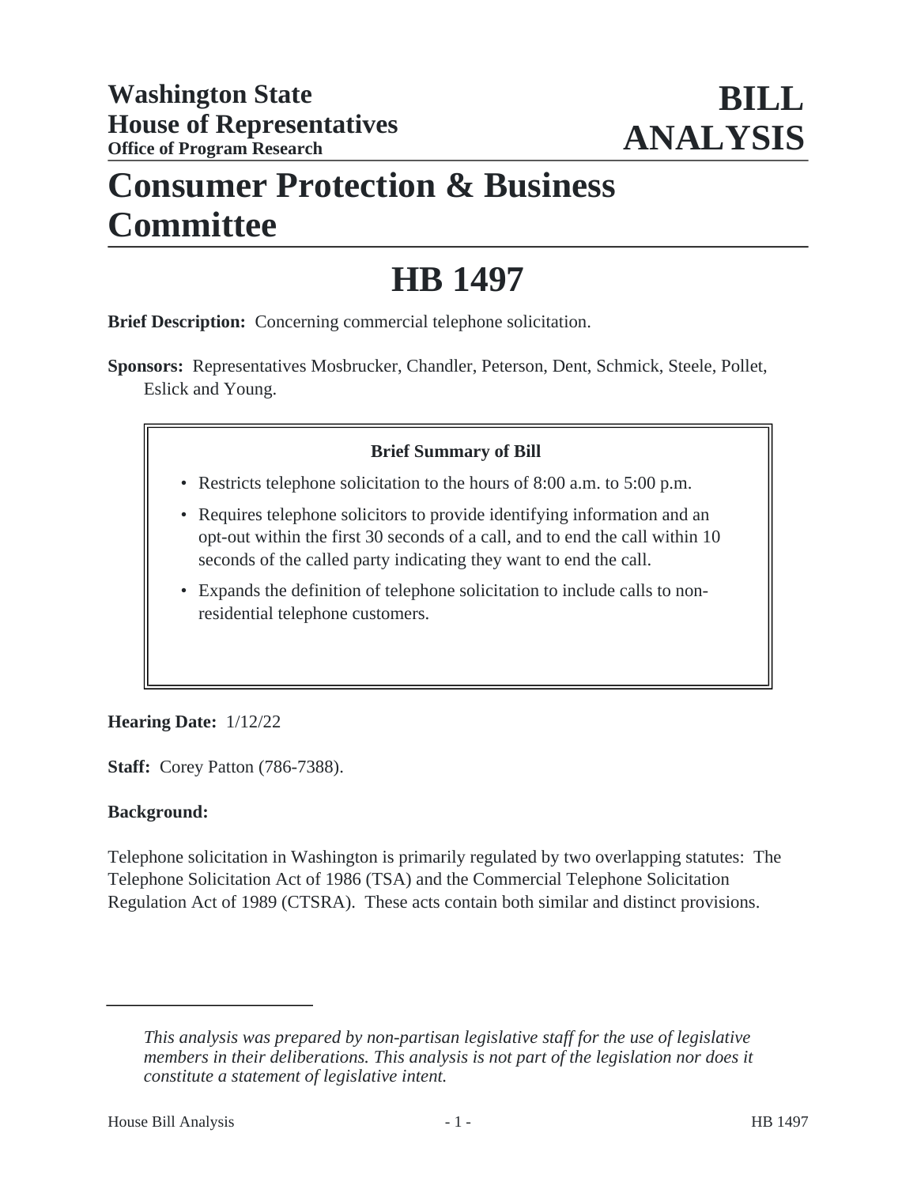# Washington State House of Representatives
**Office of Program Research**

# BILL ANALYSIS

# Consumer Protection & Business Committee

# HB 1497

**Brief Description:** Concerning commercial telephone solicitation.

**Sponsors:** Representatives Mosbrucker, Chandler, Peterson, Dent, Schmick, Steele, Pollet, Eslick and Young.

**Brief Summary of Bill**

- Restricts telephone solicitation to the hours of 8:00 a.m. to 5:00 p.m.
- Requires telephone solicitors to provide identifying information and an opt-out within the first 30 seconds of a call, and to end the call within 10 seconds of the called party indicating they want to end the call.
- Expands the definition of telephone solicitation to include calls to non-residential telephone customers.

**Hearing Date:** 1/12/22

**Staff:** Corey Patton (786-7388).

**Background:**

Telephone solicitation in Washington is primarily regulated by two overlapping statutes: The Telephone Solicitation Act of 1986 (TSA) and the Commercial Telephone Solicitation Regulation Act of 1989 (CTSRA). These acts contain both similar and distinct provisions.

---

*This analysis was prepared by non-partisan legislative staff for the use of legislative members in their deliberations. This analysis is not part of the legislation nor does it constitute a statement of legislative intent.*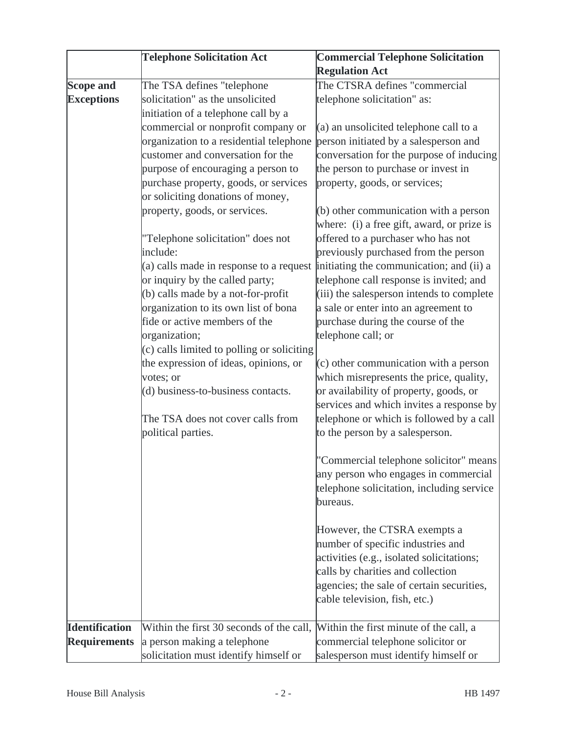| | Telephone Solicitation Act | Commercial Telephone Solicitation Regulation Act |
|---|---|---|
| **Scope and Exceptions** | The TSA defines "telephone solicitation" as the unsolicited initiation of a telephone call by a commercial or nonprofit company or organization to a residential telephone customer and conversation for the purpose of encouraging a person to purchase property, goods, or services or soliciting donations of money, property, goods, or services.<br><br>"Telephone solicitation" does not include:<br>(a) calls made in response to a request or inquiry by the called party;<br>(b) calls made by a not-for-profit organization to its own list of bona fide or active members of the organization;<br>(c) calls limited to polling or soliciting the expression of ideas, opinions, or votes; or<br>(d) business-to-business contacts.<br><br>The TSA does not cover calls from political parties. | The CTSRA defines "commercial telephone solicitation" as:<br><br>(a) an unsolicited telephone call to a person initiated by a salesperson and conversation for the purpose of inducing the person to purchase or invest in property, goods, or services;<br><br>(b) other communication with a person where: (i) a free gift, award, or prize is offered to a purchaser who has not previously purchased from the person initiating the communication; and (ii) a telephone call response is invited; and (iii) the salesperson intends to complete a sale or enter into an agreement to purchase during the course of the telephone call; or<br><br>(c) other communication with a person which misrepresents the price, quality, or availability of property, goods, or services and which invites a response by telephone or which is followed by a call to the person by a salesperson.<br><br>"Commercial telephone solicitor" means any person who engages in commercial telephone solicitation, including service bureaus.<br><br>However, the CTSRA exempts a number of specific industries and activities (e.g., isolated solicitations; calls by charities and collection agencies; the sale of certain securities, cable television, fish, etc.) |
| **Identification Requirements** | Within the first 30 seconds of the call, a person making a telephone solicitation must identify himself or | Within the first minute of the call, a commercial telephone solicitor or salesperson must identify himself or |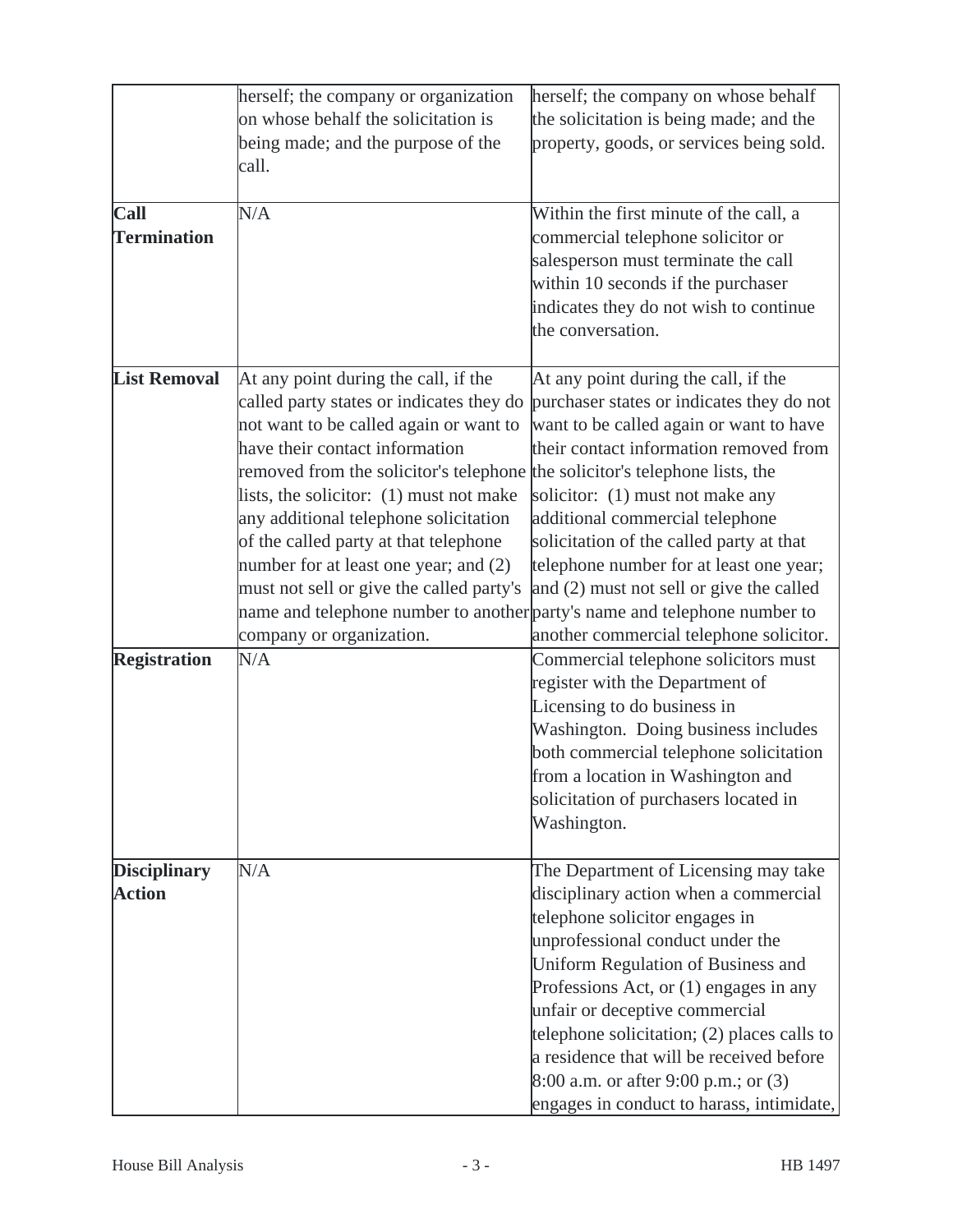| | | |
|---|---|---|
| | herself; the company or organization on whose behalf the solicitation is being made; and the purpose of the call. | herself; the company on whose behalf the solicitation is being made; and the property, goods, or services being sold. |
| **Call Termination** | N/A | Within the first minute of the call, a commercial telephone solicitor or salesperson must terminate the call within 10 seconds if the purchaser indicates they do not wish to continue the conversation. |
| **List Removal** | At any point during the call, if the called party states or indicates they do not want to be called again or want to have their contact information removed from the solicitor's telephone lists, the solicitor: (1) must not make any additional telephone solicitation of the called party at that telephone number for at least one year; and (2) must not sell or give the called party's name and telephone number to another company or organization. | At any point during the call, if the purchaser states or indicates they do not want to be called again or want to have their contact information removed from the solicitor's telephone lists, the solicitor: (1) must not make any additional commercial telephone solicitation of the called party at that telephone number for at least one year; and (2) must not sell or give the called party's name and telephone number to another commercial telephone solicitor. |
| **Registration** | N/A | Commercial telephone solicitors must register with the Department of Licensing to do business in Washington. Doing business includes both commercial telephone solicitation from a location in Washington and solicitation of purchasers located in Washington. |
| **Disciplinary Action** | N/A | The Department of Licensing may take disciplinary action when a commercial telephone solicitor engages in unprofessional conduct under the Uniform Regulation of Business and Professions Act, or (1) engages in any unfair or deceptive commercial telephone solicitation; (2) places calls to a residence that will be received before 8:00 a.m. or after 9:00 p.m.; or (3) engages in conduct to harass, intimidate, |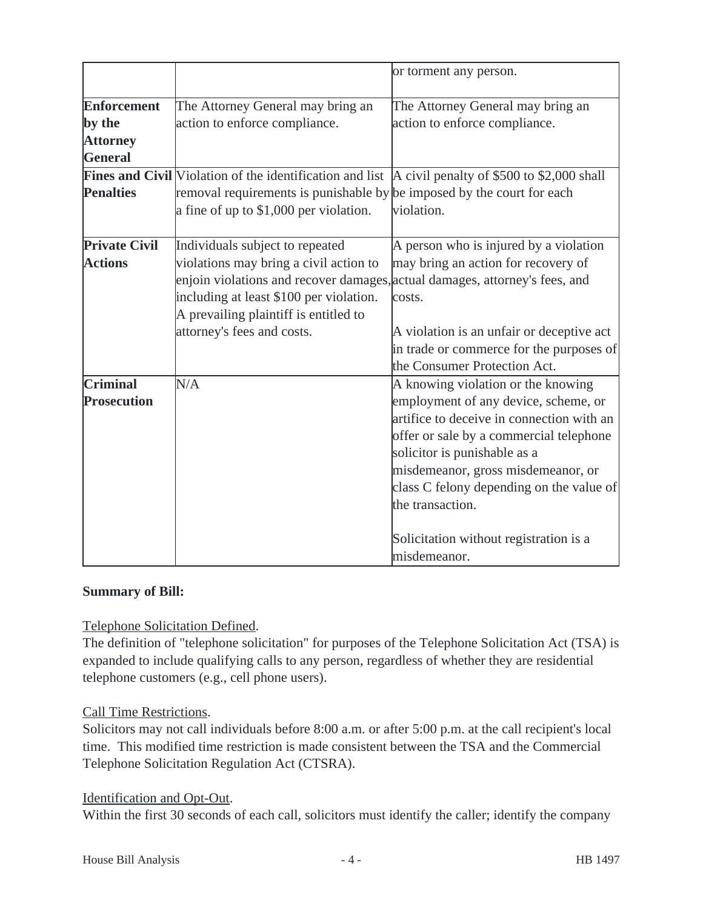| | | |
|---|---|---|
| | | or torment any person. |
| **Enforcement by the Attorney General** | The Attorney General may bring an action to enforce compliance. | The Attorney General may bring an action to enforce compliance. |
| **Fines and Civil Penalties** | Violation of the identification and list removal requirements is punishable by a fine of up to $1,000 per violation. | A civil penalty of $500 to $2,000 shall be imposed by the court for each violation. |
| **Private Civil Actions** | Individuals subject to repeated violations may bring a civil action to enjoin violations and recover damages, including at least $100 per violation. A prevailing plaintiff is entitled to attorney's fees and costs. | A person who is injured by a violation may bring an action for recovery of actual damages, attorney's fees, and costs.<br><br>A violation is an unfair or deceptive act in trade or commerce for the purposes of the Consumer Protection Act. |
| **Criminal Prosecution** | N/A | A knowing violation or the knowing employment of any device, scheme, or artifice to deceive in connection with an offer or sale by a commercial telephone solicitor is punishable as a misdemeanor, gross misdemeanor, or class C felony depending on the value of the transaction.<br><br>Solicitation without registration is a misdemeanor. |

**Summary of Bill:**

Telephone Solicitation Defined.
The definition of "telephone solicitation" for purposes of the Telephone Solicitation Act (TSA) is expanded to include qualifying calls to any person, regardless of whether they are residential telephone customers (e.g., cell phone users).

Call Time Restrictions.
Solicitors may not call individuals before 8:00 a.m. or after 5:00 p.m. at the call recipient's local time. This modified time restriction is made consistent between the TSA and the Commercial Telephone Solicitation Regulation Act (CTSRA).

Identification and Opt-Out.
Within the first 30 seconds of each call, solicitors must identify the caller; identify the company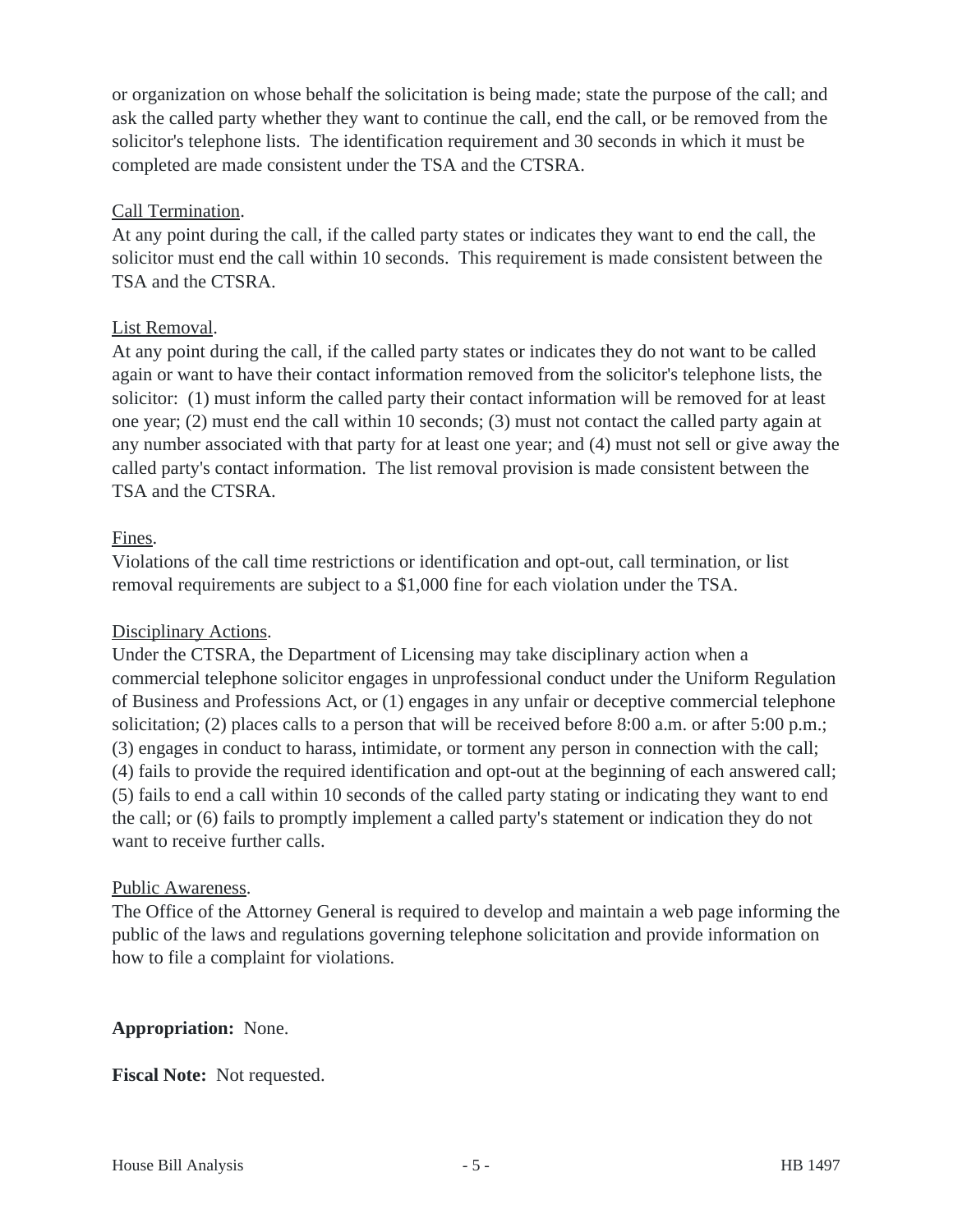or organization on whose behalf the solicitation is being made; state the purpose of the call; and ask the called party whether they want to continue the call, end the call, or be removed from the solicitor's telephone lists. The identification requirement and 30 seconds in which it must be completed are made consistent under the TSA and the CTSRA.

Call Termination.

At any point during the call, if the called party states or indicates they want to end the call, the solicitor must end the call within 10 seconds. This requirement is made consistent between the TSA and the CTSRA.

List Removal.

At any point during the call, if the called party states or indicates they do not want to be called again or want to have their contact information removed from the solicitor's telephone lists, the solicitor: (1) must inform the called party their contact information will be removed for at least one year; (2) must end the call within 10 seconds; (3) must not contact the called party again at any number associated with that party for at least one year; and (4) must not sell or give away the called party's contact information. The list removal provision is made consistent between the TSA and the CTSRA.

Fines.

Violations of the call time restrictions or identification and opt-out, call termination, or list removal requirements are subject to a $1,000 fine for each violation under the TSA.

Disciplinary Actions.

Under the CTSRA, the Department of Licensing may take disciplinary action when a commercial telephone solicitor engages in unprofessional conduct under the Uniform Regulation of Business and Professions Act, or (1) engages in any unfair or deceptive commercial telephone solicitation; (2) places calls to a person that will be received before 8:00 a.m. or after 5:00 p.m.; (3) engages in conduct to harass, intimidate, or torment any person in connection with the call; (4) fails to provide the required identification and opt-out at the beginning of each answered call; (5) fails to end a call within 10 seconds of the called party stating or indicating they want to end the call; or (6) fails to promptly implement a called party's statement or indication they do not want to receive further calls.

Public Awareness.

The Office of the Attorney General is required to develop and maintain a web page informing the public of the laws and regulations governing telephone solicitation and provide information on how to file a complaint for violations.

**Appropriation:** None.

**Fiscal Note:** Not requested.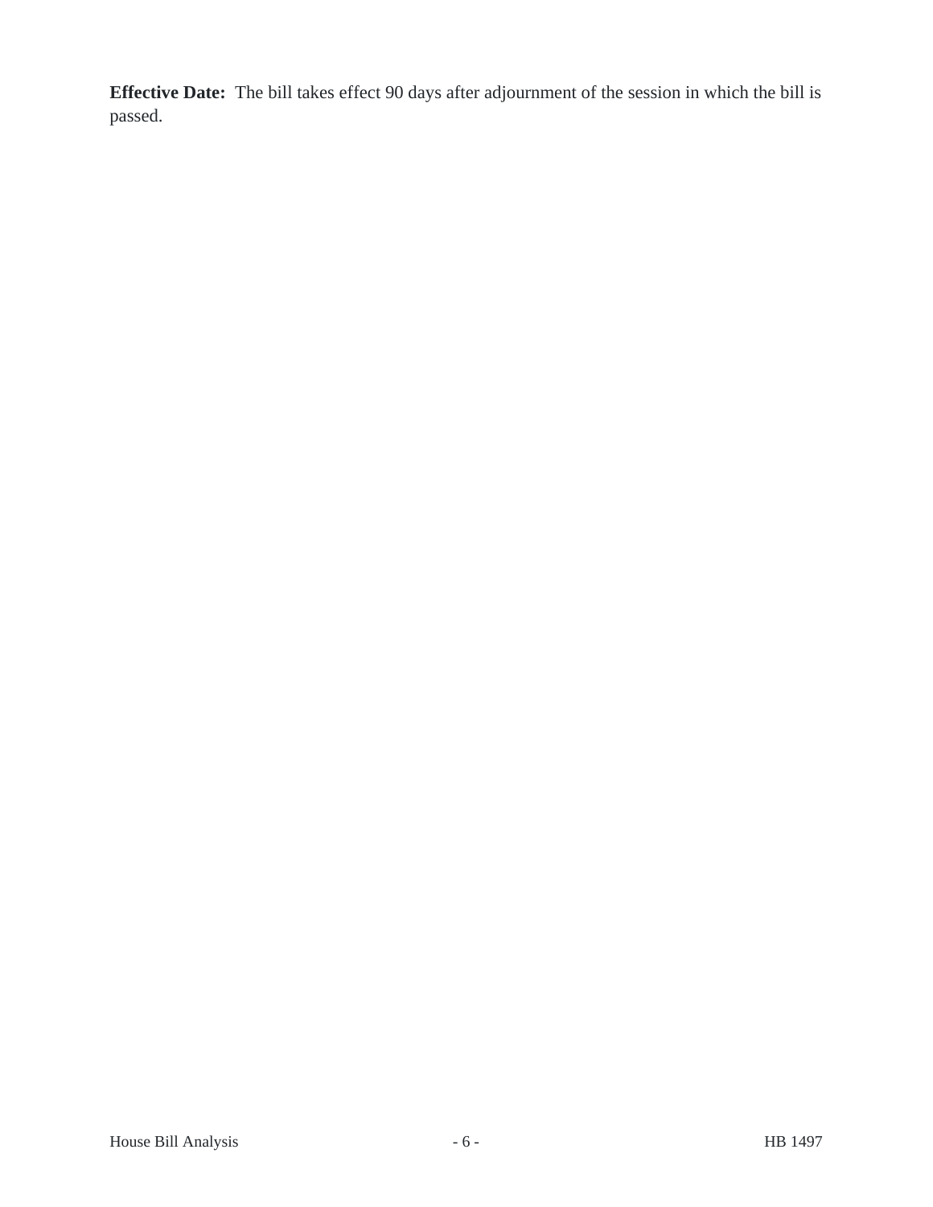**Effective Date:** The bill takes effect 90 days after adjournment of the session in which the bill is passed.